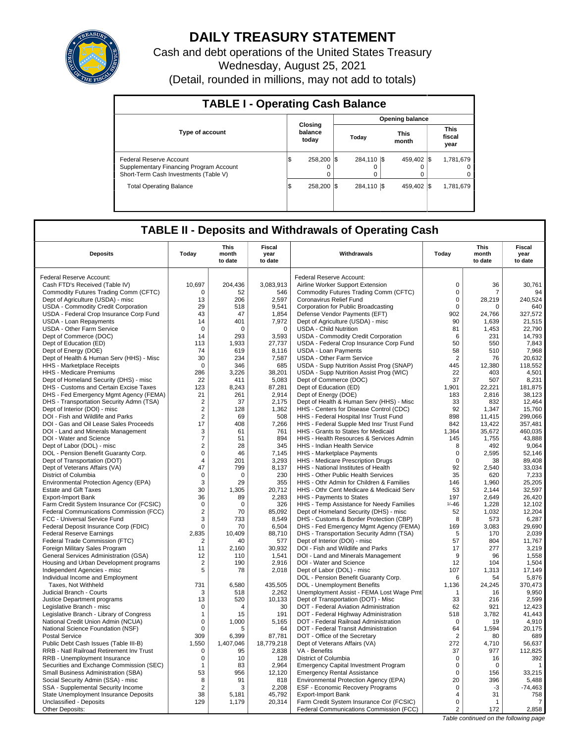# DAILY TREASURY STATEMENT

Cash and debt operations of the United States Treasury

Wednesday, August 25, 2021

(Detail, rounded in millions, may not add to totals)

## TABLE I - Operating Cash Balance

| Type of account | Closing balance today | Opening balance Today | Opening balance This month | Opening balance This fiscal year |
|---|---|---|---|---|
| Federal Reserve Account | $ 258,200 | $ 284,110 | $ 459,402 | $ 1,781,679 |
| Supplementary Financing Program Account | 0 | 0 | 0 | 0 |
| Short-Term Cash Investments (Table V) | 0 | 0 | 0 | 0 |
| Total Operating Balance | $ 258,200 | $ 284,110 | $ 459,402 | $ 1,781,679 |

## TABLE II - Deposits and Withdrawals of Operating Cash

| Deposits | Today | This month to date | Fiscal year to date | Withdrawals | Today | This month to date | Fiscal year to date |
|---|---|---|---|---|---|---|---|
| Federal Reserve Account: | | | | Federal Reserve Account: | | | |
| Cash FTD's Received (Table IV) | 10,697 | 204,436 | 3,083,913 | Airline Worker Support Extension | 0 | 36 | 30,761 |
| Commodity Futures Trading Comm (CFTC) | 0 | 52 | 546 | Commodity Futures Trading Comm (CFTC) | 0 | 7 | 94 |
| Dept of Agriculture (USDA) - misc | 13 | 206 | 2,597 | Coronavirus Relief Fund | 0 | 28,219 | 240,524 |
| USDA - Commodity Credit Corporation | 29 | 518 | 9,541 | Corporation for Public Broadcasting | 0 | 0 | 640 |
| USDA - Federal Crop Insurance Corp Fund | 43 | 47 | 1,854 | Defense Vendor Payments (EFT) | 902 | 24,766 | 327,572 |
| USDA - Loan Repayments | 14 | 401 | 7,972 | Dept of Agriculture (USDA) - misc | 90 | 1,639 | 21,515 |
| USDA - Other Farm Service | 0 | 0 | 0 | USDA - Child Nutrition | 81 | 1,453 | 22,790 |
| Dept of Commerce (DOC) | 14 | 293 | 3,593 | USDA - Commodity Credit Corporation | 6 | 231 | 14,793 |
| Dept of Education (ED) | 113 | 1,933 | 27,737 | USDA - Federal Crop Insurance Corp Fund | 50 | 550 | 7,843 |
| Dept of Energy (DOE) | 74 | 619 | 8,116 | USDA - Loan Payments | 58 | 510 | 7,968 |
| Dept of Health & Human Serv (HHS) - Misc | 30 | 234 | 7,587 | USDA - Other Farm Service | 2 | 76 | 20,632 |
| HHS - Marketplace Receipts | 0 | 346 | 685 | USDA - Supp Nutrition Assist Prog (SNAP) | 445 | 12,380 | 118,552 |
| HHS - Medicare Premiums | 286 | 3,226 | 38,201 | USDA - Supp Nutrition Assist Prog (WIC) | 22 | 403 | 4,501 |
| Dept of Homeland Security (DHS) - misc | 22 | 411 | 5,083 | Dept of Commerce (DOC) | 37 | 507 | 8,231 |
| DHS - Customs and Certain Excise Taxes | 123 | 8,243 | 87,281 | Dept of Education (ED) | 1,901 | 22,221 | 181,875 |
| DHS - Fed Emergency Mgmt Agency (FEMA) | 21 | 261 | 2,914 | Dept of Energy (DOE) | 183 | 2,816 | 38,123 |
| DHS - Transportation Security Admn (TSA) | 2 | 37 | 2,175 | Dept of Health & Human Serv (HHS) - Misc | 33 | 832 | 12,464 |
| Dept of Interior (DOI) - misc | 2 | 128 | 1,362 | HHS - Centers for Disease Control (CDC) | 92 | 1,347 | 15,760 |
| DOI - Fish and Wildlife and Parks | 2 | 69 | 508 | HHS - Federal Hospital Insr Trust Fund | 898 | 11,415 | 299,066 |
| DOI - Gas and Oil Lease Sales Proceeds | 17 | 408 | 7,266 | HHS - Federal Supple Med Insr Trust Fund | 842 | 13,422 | 357,481 |
| DOI - Land and Minerals Management | 3 | 61 | 761 | HHS - Grants to States for Medicaid | 1,364 | 35,672 | 460,035 |
| DOI - Water and Science | 7 | 51 | 894 | HHS - Health Resources & Services Admin | 145 | 1,755 | 43,888 |
| Dept of Labor (DOL) - misc | 2 | 28 | 345 | HHS - Indian Health Service | 8 | 492 | 9,064 |
| DOL - Pension Benefit Guaranty Corp. | 0 | 46 | 7,145 | HHS - Marketplace Payments | 0 | 2,595 | 52,146 |
| Dept of Transportation (DOT) | 4 | 201 | 3,293 | HHS - Medicare Prescription Drugs | 0 | 38 | 89,408 |
| Dept of Veterans Affairs (VA) | 47 | 799 | 8,137 | HHS - National Institutes of Health | 92 | 2,540 | 33,034 |
| District of Columbia | 0 | 0 | 230 | HHS - Other Public Health Services | 35 | 620 | 7,233 |
| Environmental Protection Agency (EPA) | 3 | 29 | 355 | HHS - Othr Admin for Children & Families | 146 | 1,960 | 25,205 |
| Estate and Gift Taxes | 30 | 1,305 | 20,712 | HHS - Othr Cent Medicare & Medicaid Serv | 53 | 2,144 | 32,597 |
| Export-Import Bank | 36 | 89 | 2,283 | HHS - Payments to States | 197 | 2,649 | 26,420 |
| Farm Credit System Insurance Cor (FCSIC) | 0 | 0 | 326 | HHS - Temp Assistance for Needy Families | 1/-46 | 1,228 | 12,102 |
| Federal Communications Commission (FCC) | 2 | 70 | 85,092 | Dept of Homeland Security (DHS) - misc | 52 | 1,032 | 12,204 |
| FCC - Universal Service Fund | 3 | 733 | 8,549 | DHS - Customs & Border Protection (CBP) | 8 | 573 | 6,287 |
| Federal Deposit Insurance Corp (FDIC) | 0 | 70 | 6,504 | DHS - Fed Emergency Mgmt Agency (FEMA) | 169 | 3,083 | 29,690 |
| Federal Reserve Earnings | 2,835 | 10,409 | 88,710 | DHS - Transportation Security Admn (TSA) | 5 | 170 | 2,039 |
| Federal Trade Commission (FTC) | 2 | 40 | 577 | Dept of Interior (DOI) - misc | 57 | 804 | 11,767 |
| Foreign Military Sales Program | 11 | 2,160 | 30,932 | DOI - Fish and Wildlife and Parks | 17 | 277 | 3,219 |
| General Services Administration (GSA) | 12 | 110 | 1,541 | DOI - Land and Minerals Management | 9 | 96 | 1,558 |
| Housing and Urban Development programs | 2 | 190 | 2,916 | DOI - Water and Science | 12 | 104 | 1,504 |
| Independent Agencies - misc | 5 | 78 | 2,018 | Dept of Labor (DOL) - misc | 107 | 1,313 | 17,149 |
| Individual Income and Employment | | | | DOL - Pension Benefit Guaranty Corp. | 6 | 54 | 5,876 |
| Taxes, Not Withheld | 731 | 6,580 | 435,505 | DOL - Unemployment Benefits | 1,136 | 24,245 | 370,473 |
| Judicial Branch - Courts | 3 | 518 | 2,262 | Unemployment Assist - FEMA Lost Wage Pmt | 1 | 16 | 9,950 |
| Justice Department programs | 13 | 520 | 10,133 | Dept of Transportation (DOT) - Misc | 33 | 216 | 2,599 |
| Legislative Branch - misc | 0 | 4 | 30 | DOT - Federal Aviation Administration | 62 | 921 | 12,423 |
| Legislative Branch - Library of Congress | 1 | 15 | 191 | DOT - Federal Highway Administration | 518 | 3,782 | 41,443 |
| National Credit Union Admin (NCUA) | 0 | 1,000 | 5,165 | DOT - Federal Railroad Administration | 0 | 19 | 4,910 |
| National Science Foundation (NSF) | 0 | 5 | 64 | DOT - Federal Transit Administration | 64 | 1,594 | 20,175 |
| Postal Service | 309 | 6,399 | 87,781 | DOT - Office of the Secretary | 2 | 80 | 689 |
| Public Debt Cash Issues (Table III-B) | 1,550 | 1,407,046 | 18,779,218 | Dept of Veterans Affairs (VA) | 272 | 4,710 | 56,637 |
| RRB - Natl Railroad Retirement Inv Trust | 0 | 95 | 2,838 | VA - Benefits | 37 | 977 | 112,825 |
| RRB - Unemployment Insurance | 0 | 10 | 128 | District of Columbia | 0 | 16 | 392 |
| Securities and Exchange Commission (SEC) | 1 | 83 | 2,964 | Emergency Capital Investment Program | 0 | 0 | 1 |
| Small Business Administration (SBA) | 53 | 956 | 12,120 | Emergency Rental Assistance | 0 | 156 | 33,215 |
| Social Security Admin (SSA) - misc | 8 | 91 | 818 | Environmental Protection Agency (EPA) | 20 | 396 | 5,488 |
| SSA - Supplemental Security Income | 2 | 3 | 2,208 | ESF - Economic Recovery Programs | 0 | -3 | -74,463 |
| State Unemployment Insurance Deposits | 38 | 5,181 | 45,792 | Export-Import Bank | 4 | 31 | 758 |
| Unclassified - Deposits | 129 | 1,179 | 20,314 | Farm Credit System Insurance Cor (FCSIC) | 0 | 1 | 7 |
| Other Deposits: | | | | Federal Communications Commission (FCC) | 2 | 172 | 2,858 |

*Table continued on the following page*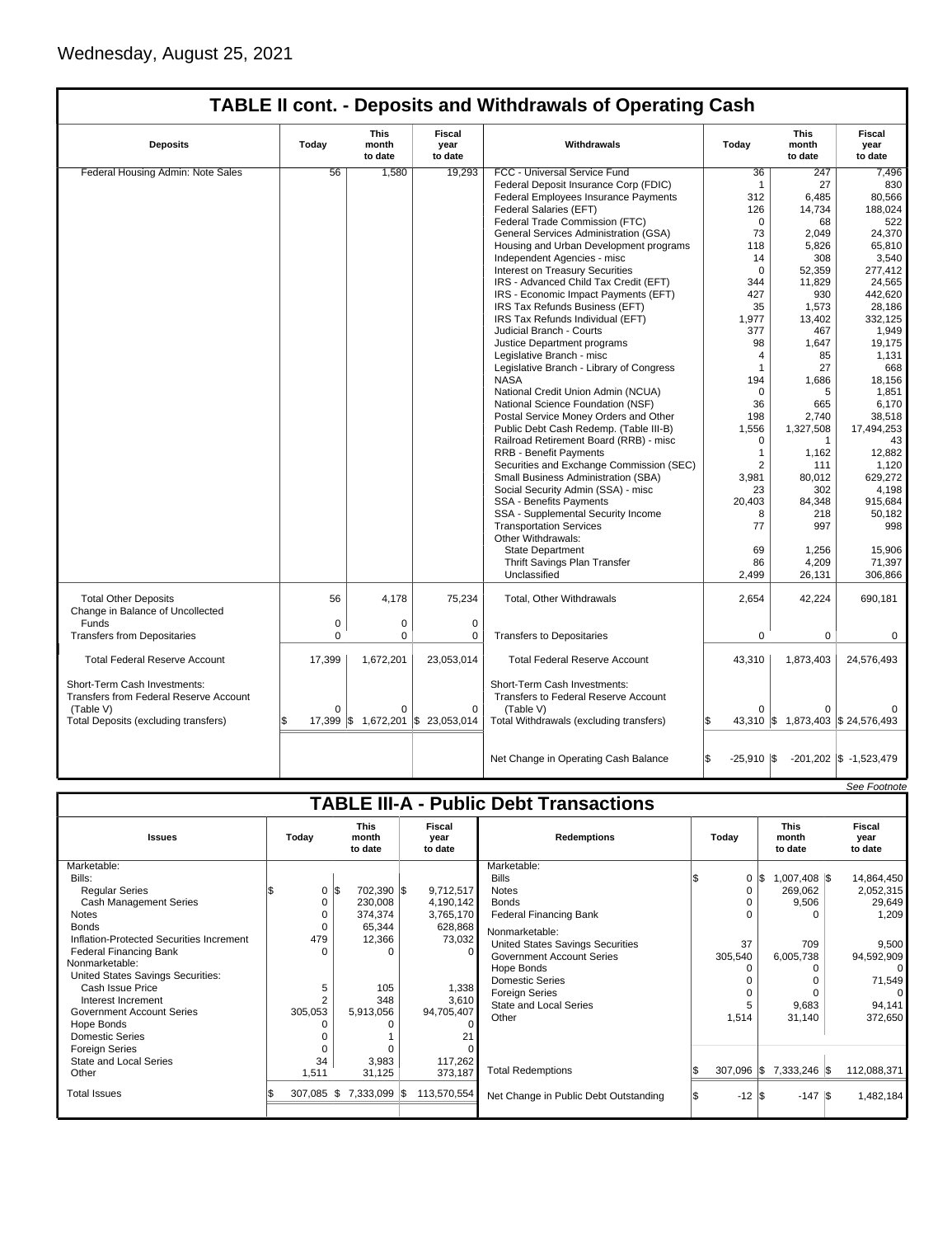Wednesday, August 25, 2021

## TABLE II cont. - Deposits and Withdrawals of Operating Cash

| Deposits | Today | This month to date | Fiscal year to date | Withdrawals | Today | This month to date | Fiscal year to date |
|---|---|---|---|---|---|---|---|
| Federal Housing Admin: Note Sales | 56 | 1,580 | 19,293 | FCC - Universal Service Fund | 36 | 247 | 7,496 |
| | | | | Federal Deposit Insurance Corp (FDIC) | 1 | 27 | 830 |
| | | | | Federal Employees Insurance Payments | 312 | 6,485 | 80,566 |
| | | | | Federal Salaries (EFT) | 126 | 14,734 | 188,024 |
| | | | | Federal Trade Commission (FTC) | 0 | 68 | 522 |
| | | | | General Services Administration (GSA) | 73 | 2,049 | 24,370 |
| | | | | Housing and Urban Development programs | 118 | 5,826 | 65,810 |
| | | | | Independent Agencies - misc | 14 | 308 | 3,540 |
| | | | | Interest on Treasury Securities | 0 | 52,359 | 277,412 |
| | | | | IRS - Advanced Child Tax Credit (EFT) | 344 | 11,829 | 24,565 |
| | | | | IRS - Economic Impact Payments (EFT) | 427 | 930 | 442,620 |
| | | | | IRS Tax Refunds Business (EFT) | 35 | 1,573 | 28,186 |
| | | | | IRS Tax Refunds Individual (EFT) | 1,977 | 13,402 | 332,125 |
| | | | | Judicial Branch - Courts | 377 | 467 | 1,949 |
| | | | | Justice Department programs | 98 | 1,647 | 19,175 |
| | | | | Legislative Branch - misc | 4 | 85 | 1,131 |
| | | | | Legislative Branch - Library of Congress | 1 | 27 | 668 |
| | | | | NASA | 194 | 1,686 | 18,156 |
| | | | | National Credit Union Admin (NCUA) | 0 | 5 | 1,851 |
| | | | | National Science Foundation (NSF) | 36 | 665 | 6,170 |
| | | | | Postal Service Money Orders and Other | 198 | 2,740 | 38,518 |
| | | | | Public Debt Cash Redemp. (Table III-B) | 1,556 | 1,327,508 | 17,494,253 |
| | | | | Railroad Retirement Board (RRB) - misc | 0 | 1 | 43 |
| | | | | RRB - Benefit Payments | 1 | 1,162 | 12,882 |
| | | | | Securities and Exchange Commission (SEC) | 2 | 111 | 1,120 |
| | | | | Small Business Administration (SBA) | 3,981 | 80,012 | 629,272 |
| | | | | Social Security Admin (SSA) - misc | 23 | 302 | 4,198 |
| | | | | SSA - Benefits Payments | 20,403 | 84,348 | 915,684 |
| | | | | SSA - Supplemental Security Income | 8 | 218 | 50,182 |
| | | | | Transportation Services | 77 | 997 | 998 |
| | | | | Other Withdrawals: | | | |
| | | | | State Department | 69 | 1,256 | 15,906 |
| | | | | Thrift Savings Plan Transfer | 86 | 4,209 | 71,397 |
| | | | | Unclassified | 2,499 | 26,131 | 306,866 |
| Total Other Deposits | 56 | 4,178 | 75,234 | Total, Other Withdrawals | 2,654 | 42,224 | 690,181 |
| Change in Balance of Uncollected Funds | 0 | 0 | 0 | | | | |
| Transfers from Depositaries | 0 | 0 | 0 | Transfers to Depositaries | 0 | 0 | 0 |
| Total Federal Reserve Account | 17,399 | 1,672,201 | 23,053,014 | Total Federal Reserve Account | 43,310 | 1,873,403 | 24,576,493 |
| Short-Term Cash Investments: Transfers from Federal Reserve Account (Table V) | 0 | 0 | 0 | Short-Term Cash Investments: Transfers to Federal Reserve Account (Table V) | 0 | 0 | 0 |
| Total Deposits (excluding transfers) | $ 17,399 | $ 1,672,201 | $ 23,053,014 | Total Withdrawals (excluding transfers) | $ 43,310 | $ 1,873,403 | $ 24,576,493 |
| | | | | Net Change in Operating Cash Balance | $ -25,910 | $ -201,202 | $ -1,523,479 |

*See Footnote*

## TABLE III-A - Public Debt Transactions

| Issues | Today | This month to date | Fiscal year to date | Redemptions | Today | This month to date | Fiscal year to date |
|---|---|---|---|---|---|---|---|
| Marketable: | | | | Marketable: | | | |
| Bills: | | | | Bills | $ 0 | $ 1,007,408 | $ 14,864,450 |
| Regular Series | $ 0 | $ 702,390 | $ 9,712,517 | Notes | 0 | 269,062 | 2,052,315 |
| Cash Management Series | 0 | 230,008 | 4,190,142 | Bonds | 0 | 9,506 | 29,649 |
| Notes | 0 | 374,374 | 3,765,170 | Federal Financing Bank | 0 | 0 | 1,209 |
| Bonds | 0 | 65,344 | 628,868 | Nonmarketable: | | | |
| Inflation-Protected Securities Increment | 479 | 12,366 | 73,032 | United States Savings Securities | 37 | 709 | 9,500 |
| Federal Financing Bank | 0 | 0 | 0 | Government Account Series | 305,540 | 6,005,738 | 94,592,909 |
| Nonmarketable: | | | | Hope Bonds | 0 | 0 | 0 |
| United States Savings Securities: | | | | Domestic Series | 0 | 0 | 71,549 |
| Cash Issue Price | 5 | 105 | 1,338 | Foreign Series | 0 | 0 | 0 |
| Interest Increment | 2 | 348 | 3,610 | State and Local Series | 5 | 9,683 | 94,141 |
| Government Account Series | 305,053 | 5,913,056 | 94,705,407 | Other | 1,514 | 31,140 | 372,650 |
| Hope Bonds | 0 | 0 | 0 | | | | |
| Domestic Series | 0 | 1 | 21 | | | | |
| Foreign Series | 0 | 0 | 0 | | | | |
| State and Local Series | 34 | 3,983 | 117,262 | | | | |
| Other | 1,511 | 31,125 | 373,187 | Total Redemptions | $ 307,096 | $ 7,333,246 | $ 112,088,371 |
| Total Issues | $ 307,085 | $ 7,333,099 | $ 113,570,554 | Net Change in Public Debt Outstanding | $ -12 | $ -147 | $ 1,482,184 |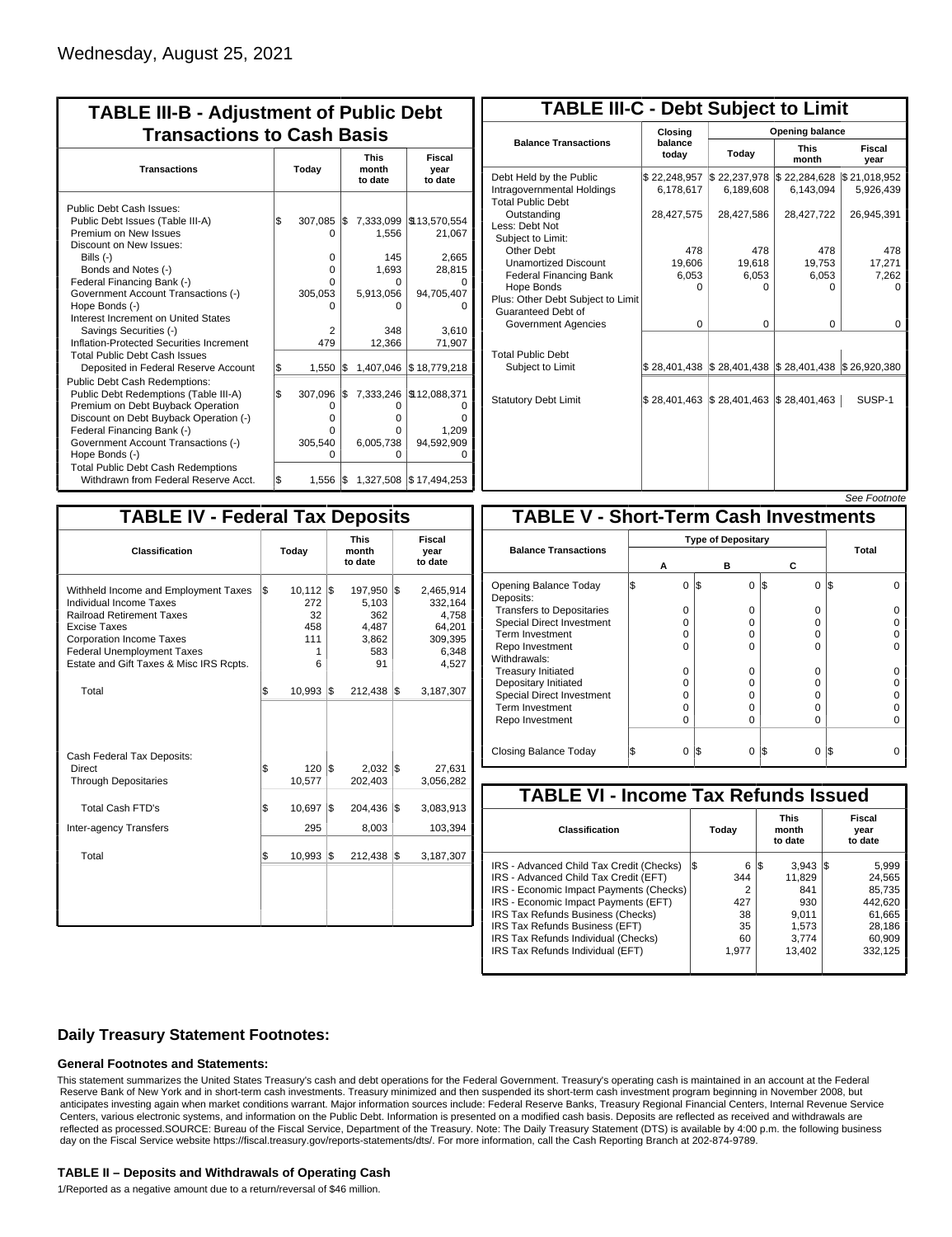Wednesday, August 25, 2021

## TABLE III-B - Adjustment of Public Debt Transactions to Cash Basis

| Transactions | Today | This month to date | Fiscal year to date |
|---|---|---|---|
| Public Debt Cash Issues: | | | |
| Public Debt Issues (Table III-A) | $ 307,085 | $ 7,333,099 | $13,570,554 |
| Premium on New Issues | 0 | 1,556 | 21,067 |
| Discount on New Issues: | | | |
| Bills (-) | 0 | 145 | 2,665 |
| Bonds and Notes (-) | 0 | 1,693 | 28,815 |
| Federal Financing Bank (-) | 0 | 0 | 0 |
| Government Account Transactions (-) | 305,053 | 5,913,056 | 94,705,407 |
| Hope Bonds (-) | 0 | 0 | 0 |
| Interest Increment on United States Savings Securities (-) | 2 | 348 | 3,610 |
| Inflation-Protected Securities Increment | 479 | 12,366 | 71,907 |
| Total Public Debt Cash Issues Deposited in Federal Reserve Account | $ 1,550 | $ 1,407,046 | $ 18,779,218 |
| Public Debt Cash Redemptions: | | | |
| Public Debt Redemptions (Table III-A) | $ 307,096 | $ 7,333,246 | $12,088,371 |
| Premium on Debt Buyback Operation | 0 | 0 | 0 |
| Discount on Debt Buyback Operation (-) | 0 | 0 | 0 |
| Federal Financing Bank (-) | 0 | 0 | 1,209 |
| Government Account Transactions (-) | 305,540 | 6,005,738 | 94,592,909 |
| Hope Bonds (-) | 0 | 0 | 0 |
| Total Public Debt Cash Redemptions Withdrawn from Federal Reserve Acct. | $ 1,556 | $ 1,327,508 | $ 17,494,253 |

## TABLE III-C - Debt Subject to Limit

| Balance Transactions | Closing balance today | Opening balance Today | Opening balance This month | Opening balance Fiscal year |
|---|---|---|---|---|
| Debt Held by the Public | $ 22,248,957 | $ 22,237,978 | $ 22,284,628 | $ 21,018,952 |
| Intragovernmental Holdings | 6,178,617 | 6,189,608 | 6,143,094 | 5,926,439 |
| Total Public Debt Outstanding | 28,427,575 | 28,427,586 | 28,427,722 | 26,945,391 |
| Less: Debt Not Subject to Limit: | | | | |
| Other Debt | 478 | 478 | 478 | 478 |
| Unamortized Discount | 19,606 | 19,618 | 19,753 | 17,271 |
| Federal Financing Bank | 6,053 | 6,053 | 6,053 | 7,262 |
| Hope Bonds | 0 | 0 | 0 | 0 |
| Plus: Other Debt Subject to Limit Guaranteed Debt of Government Agencies | 0 | 0 | 0 | 0 |
| Total Public Debt Subject to Limit | $ 28,401,438 | $ 28,401,438 | $ 28,401,438 | $ 26,920,380 |
| Statutory Debt Limit | $ 28,401,463 | $ 28,401,463 | $ 28,401,463 | SUSP-1 |

*See Footnote*

## TABLE IV - Federal Tax Deposits

| Classification | Today | This month to date | Fiscal year to date |
|---|---|---|---|
| Withheld Income and Employment Taxes | $ 10,112 | $ 197,950 | $ 2,465,914 |
| Individual Income Taxes | 272 | 5,103 | 332,164 |
| Railroad Retirement Taxes | 32 | 362 | 4,758 |
| Excise Taxes | 458 | 4,487 | 64,201 |
| Corporation Income Taxes | 111 | 3,862 | 309,395 |
| Federal Unemployment Taxes | 1 | 583 | 6,348 |
| Estate and Gift Taxes & Misc IRS Rcpts. | 6 | 91 | 4,527 |
| Total | $ 10,993 | $ 212,438 | $ 3,187,307 |
| Cash Federal Tax Deposits: | | | |
| Direct | $ 120 | $ 2,032 | $ 27,631 |
| Through Depositaries | 10,577 | 202,403 | 3,056,282 |
| Total Cash FTD's | $ 10,697 | $ 204,436 | $ 3,083,913 |
| Inter-agency Transfers | 295 | 8,003 | 103,394 |
| Total | $ 10,993 | $ 212,438 | $ 3,187,307 |

## TABLE V - Short-Term Cash Investments

| Balance Transactions | Type of Depositary A | B | C | Total |
|---|---|---|---|---|
| Opening Balance Today | $ 0 | $ 0 | $ 0 | $ 0 |
| Deposits: | | | | |
| Transfers to Depositaries | 0 | 0 | 0 | 0 |
| Special Direct Investment | 0 | 0 | 0 | 0 |
| Term Investment | 0 | 0 | 0 | 0 |
| Repo Investment | 0 | 0 | 0 | 0 |
| Withdrawals: | | | | |
| Treasury Initiated | 0 | 0 | 0 | 0 |
| Depositary Initiated | 0 | 0 | 0 | 0 |
| Special Direct Investment | 0 | 0 | 0 | 0 |
| Term Investment | 0 | 0 | 0 | 0 |
| Repo Investment | 0 | 0 | 0 | 0 |
| Closing Balance Today | $ 0 | $ 0 | $ 0 | $ 0 |

## TABLE VI - Income Tax Refunds Issued

| Classification | Today | This month to date | Fiscal year to date |
|---|---|---|---|
| IRS - Advanced Child Tax Credit (Checks) | $ 6 | $ 3,943 | $ 5,999 |
| IRS - Advanced Child Tax Credit (EFT) | 344 | 11,829 | 24,565 |
| IRS - Economic Impact Payments (Checks) | 2 | 841 | 85,735 |
| IRS - Economic Impact Payments (EFT) | 427 | 930 | 442,620 |
| IRS Tax Refunds Business (Checks) | 38 | 9,011 | 61,665 |
| IRS Tax Refunds Business (EFT) | 35 | 1,573 | 28,186 |
| IRS Tax Refunds Individual (Checks) | 60 | 3,774 | 60,909 |
| IRS Tax Refunds Individual (EFT) | 1,977 | 13,402 | 332,125 |

### Daily Treasury Statement Footnotes:

#### General Footnotes and Statements:

This statement summarizes the United States Treasury's cash and debt operations for the Federal Government. Treasury's operating cash is maintained in an account at the Federal Reserve Bank of New York and in short-term cash investments. Treasury minimized and then suspended its short-term cash investment program beginning in November 2008, but anticipates investing again when market conditions warrant. Major information sources include: Federal Reserve Banks, Treasury Regional Financial Centers, Internal Revenue Service Centers, various electronic systems, and information on the Public Debt. Information is presented on a modified cash basis. Deposits are reflected as received and withdrawals are reflected as processed.SOURCE: Bureau of the Fiscal Service, Department of the Treasury. Note: The Daily Treasury Statement (DTS) is available by 4:00 p.m. the following business day on the Fiscal Service website https://fiscal.treasury.gov/reports-statements/dts/. For more information, call the Cash Reporting Branch at 202-874-9789.

#### TABLE II – Deposits and Withdrawals of Operating Cash

1/Reported as a negative amount due to a return/reversal of $46 million.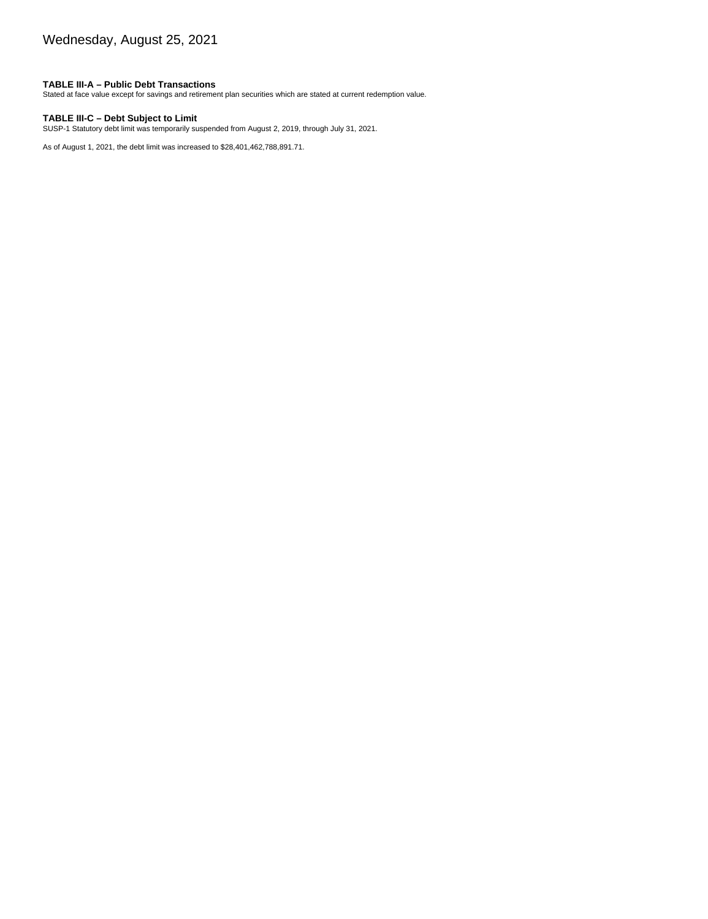Wednesday, August 25, 2021

**TABLE III-A – Public Debt Transactions**

Stated at face value except for savings and retirement plan securities which are stated at current redemption value.

**TABLE III-C – Debt Subject to Limit**

SUSP-1 Statutory debt limit was temporarily suspended from August 2, 2019, through July 31, 2021.

As of August 1, 2021, the debt limit was increased to $28,401,462,788,891.71.